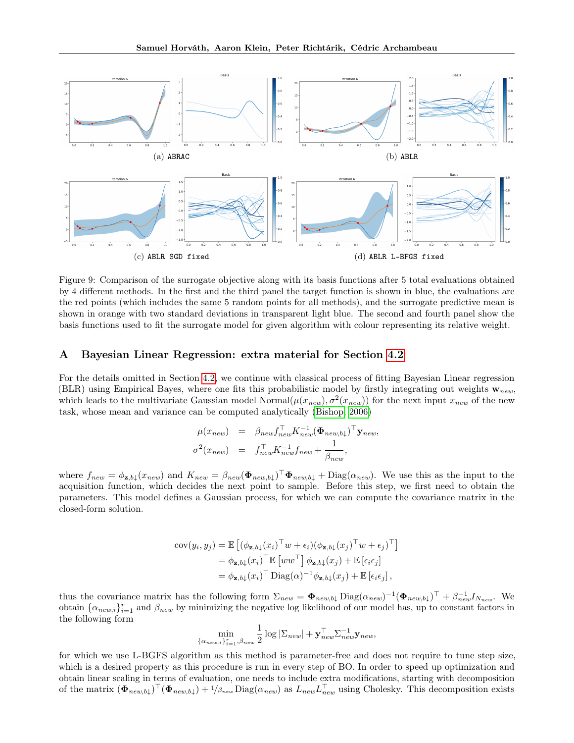(a) ABRAC

(b) ABLR

(c) ABLR SGD fixed

(d) ABLR L-BFGS fixed

Figure 9: Comparison of the surrogate objective along with its basis functions after 5 total evaluations obtained by 4 different methods. In the first and the third panel the target function is shown in blue, the evaluations are the red points (which includes the same 5 random points for all methods), and the surrogate predictive mean is shown in orange with two standard deviations in transparent light blue. The second and fourth panel show the basis functions used to fit the surrogate model for given algorithm with colour representing its relative weight.

## A Bayesian Linear Regression: extra material for Section 4.2

For the details omitted in Section 4.2, we continue with classical process of fitting Bayesian Linear regression (BLR) using Empirical Bayes, where one fits this probabilistic model by firstly integrating out weights $\mathbf{w}_{new}$, which leads to the multivariate Gaussian model Normal$(\mu(x_{new}), \sigma^2(x_{new}))$ for the next input $x_{new}$ of the new task, whose mean and variance can be computed analytically (Bishop, 2006)

$$
\begin{aligned}
\mu(x_{new}) &= \beta_{new} f_{new}^\top K_{new}^{-1} (\mathbf{\Phi}_{new,b\downarrow})^\top \mathbf{y}_{new}, \\
\sigma^2(x_{new}) &= f_{new}^\top K_{new}^{-1} f_{new} + \frac{1}{\beta_{new}},
\end{aligned}
$$

where $f_{new} = \phi_{\mathbf{z},b\downarrow}(x_{new})$ and $K_{new} = \beta_{new}(\mathbf{\Phi}_{new,b\downarrow})^\top \mathbf{\Phi}_{new,b\downarrow} + \mathrm{Diag}(\alpha_{new})$. We use this as the input to the acquisition function, which decides the next point to sample. Before this step, we first need to obtain the parameters. This model defines a Gaussian process, for which we can compute the covariance matrix in the closed-form solution.

$$
\begin{aligned}
\mathrm{cov}(y_i, y_j) &= \mathbb{E}\left[(\phi_{\mathbf{z},b\downarrow}(x_i)^\top w + \epsilon_i)(\phi_{\mathbf{z},b\downarrow}(x_j)^\top w + \epsilon_j)^\top\right] \\
&= \phi_{\mathbf{z},b\downarrow}(x_i)^\top \mathbb{E}\left[ww^\top\right] \phi_{\mathbf{z},b\downarrow}(x_j) + \mathbb{E}\left[\epsilon_i \epsilon_j\right] \\
&= \phi_{\mathbf{z},b\downarrow}(x_i)^\top \mathrm{Diag}(\alpha)^{-1} \phi_{\mathbf{z},b\downarrow}(x_j) + \mathbb{E}\left[\epsilon_i \epsilon_j\right],
\end{aligned}
$$

thus the covariance matrix has the following form $\Sigma_{new} = \mathbf{\Phi}_{new,b\downarrow} \mathrm{Diag}(\alpha_{new})^{-1} (\mathbf{\Phi}_{new,b\downarrow})^\top + \beta_{new}^{-1} I_{N_{new}}$. We obtain $\{\alpha_{new,i}\}_{i=1}^r$ and $\beta_{new}$ by minimizing the negative log likelihood of our model has, up to constant factors in the following form

$$
\min_{\{\alpha_{new,i}\}_{i=1}^r, \beta_{new}} \frac{1}{2} \log |\Sigma_{new}| + \mathbf{y}_{new}^\top \Sigma_{new}^{-1} \mathbf{y}_{new},
$$

for which we use L-BFGS algorithm as this method is parameter-free and does not require to tune step size, which is a desired property as this procedure is run in every step of BO. In order to speed up optimization and obtain linear scaling in terms of evaluation, one needs to include extra modifications, starting with decomposition of the matrix $(\mathbf{\Phi}_{new,b\downarrow})^\top (\mathbf{\Phi}_{new,b\downarrow}) + {}^{1}/_{\beta_{new}} \mathrm{Diag}(\alpha_{new})$ as $L_{new} L_{new}^\top$ using Cholesky. This decomposition exists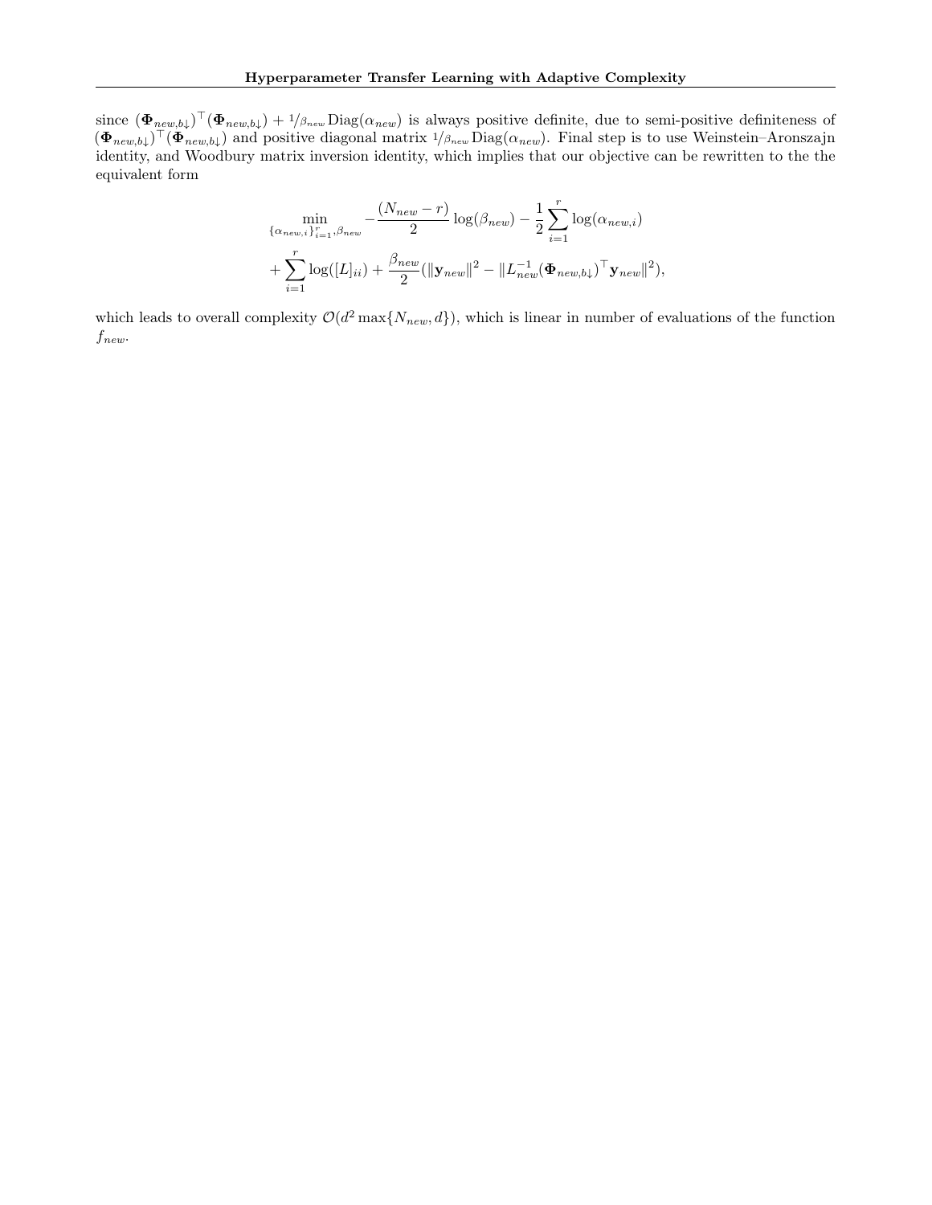since $(\mathbf{\Phi}_{new,b\downarrow})^\top(\mathbf{\Phi}_{new,b\downarrow}) + {}^1\!/_{\beta_{new}}\,\mathrm{Diag}(\alpha_{new})$ is always positive definite, due to semi-positive definiteness of $(\mathbf{\Phi}_{new,b\downarrow})^\top(\mathbf{\Phi}_{new,b\downarrow})$ and positive diagonal matrix ${}^1\!/_{\beta_{new}}\,\mathrm{Diag}(\alpha_{new})$. Final step is to use Weinstein–Aronszajn identity, and Woodbury matrix inversion identity, which implies that our objective can be rewritten to the the equivalent form

$$
\begin{aligned}
\min_{\{\alpha_{new,i}\}_{i=1}^{r},\beta_{new}} \; & -\frac{(N_{new}-r)}{2}\log(\beta_{new}) - \frac{1}{2}\sum_{i=1}^{r}\log(\alpha_{new,i}) \\
& + \sum_{i=1}^{r}\log([L]_{ii}) + \frac{\beta_{new}}{2}(\|\mathbf{y}_{new}\|^2 - \|L_{new}^{-1}(\mathbf{\Phi}_{new,b\downarrow})^\top\mathbf{y}_{new}\|^2),
\end{aligned}
$$

which leads to overall complexity $\mathcal{O}(d^2\max\{N_{new}, d\})$, which is linear in number of evaluations of the function $f_{new}$.